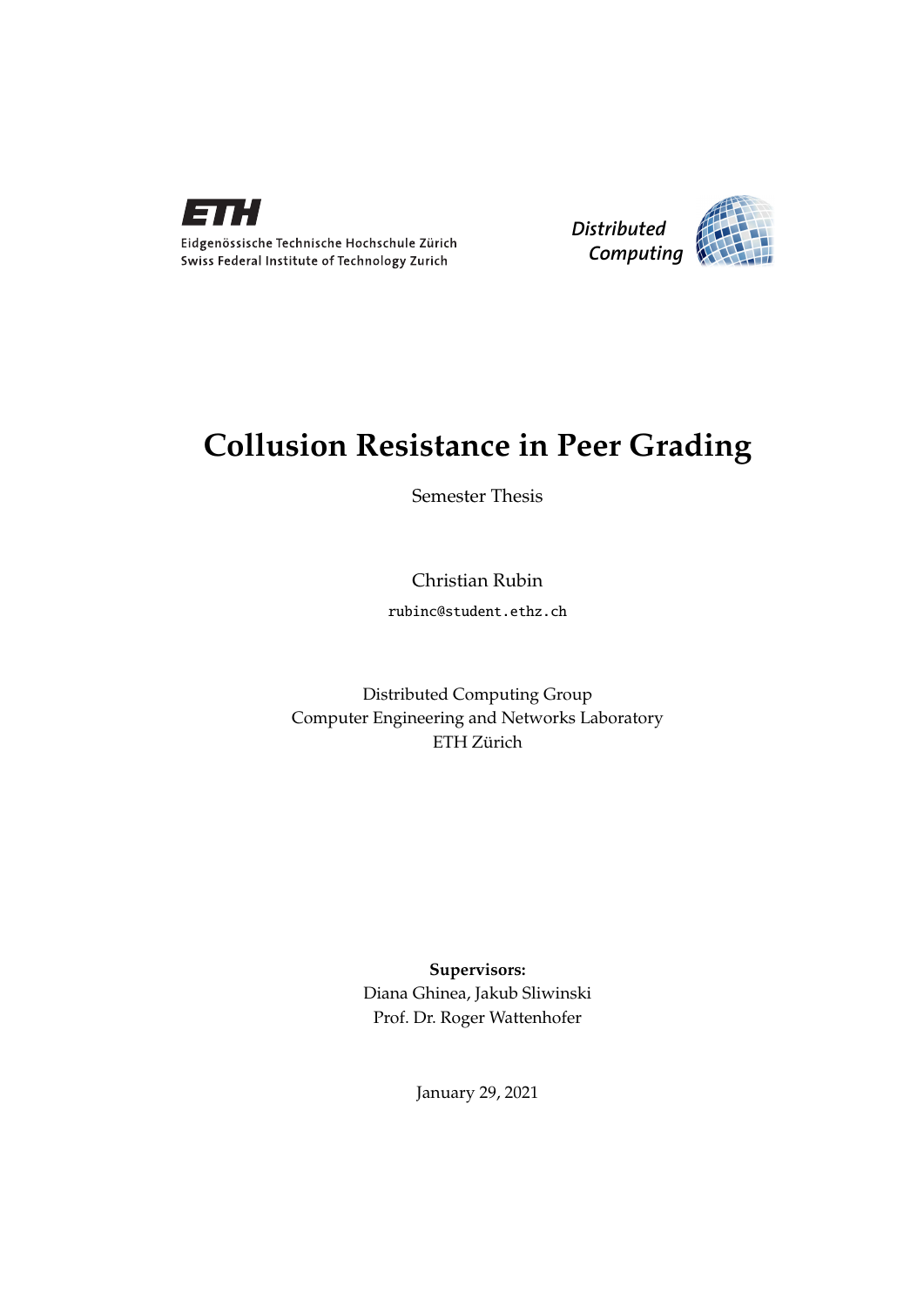Eidgenössische Technische Hochschule Zürich
Swiss Federal Institute of Technology Zurich

*Distributed Computing*

# Collusion Resistance in Peer Grading

Semester Thesis

Christian Rubin

`rubinc@student.ethz.ch`

Distributed Computing Group
Computer Engineering and Networks Laboratory
ETH Zürich

**Supervisors:**
Diana Ghinea, Jakub Sliwinski
Prof. Dr. Roger Wattenhofer

January 29, 2021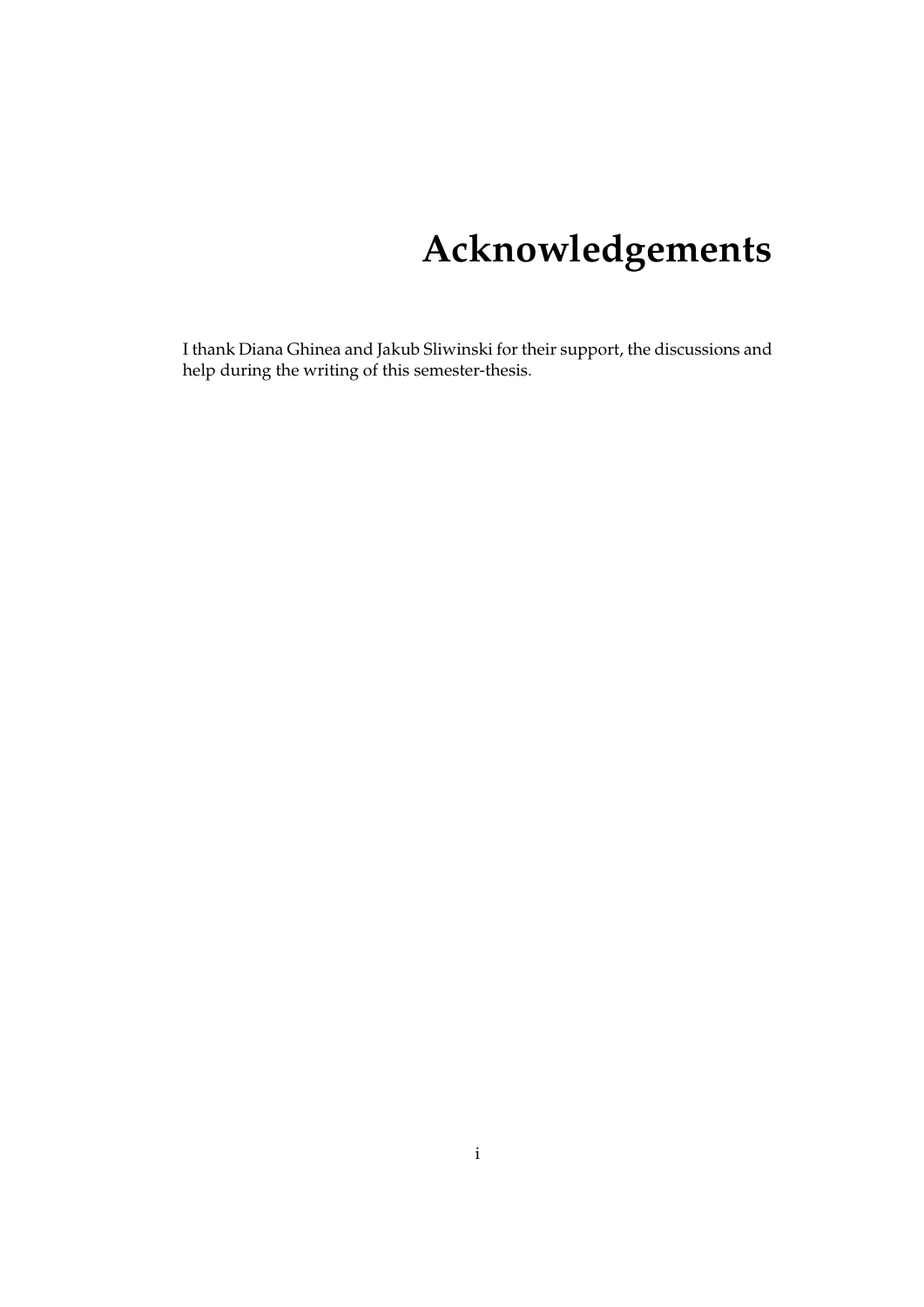# Acknowledgements

I thank Diana Ghinea and Jakub Sliwinski for their support, the discussions and help during the writing of this semester-thesis.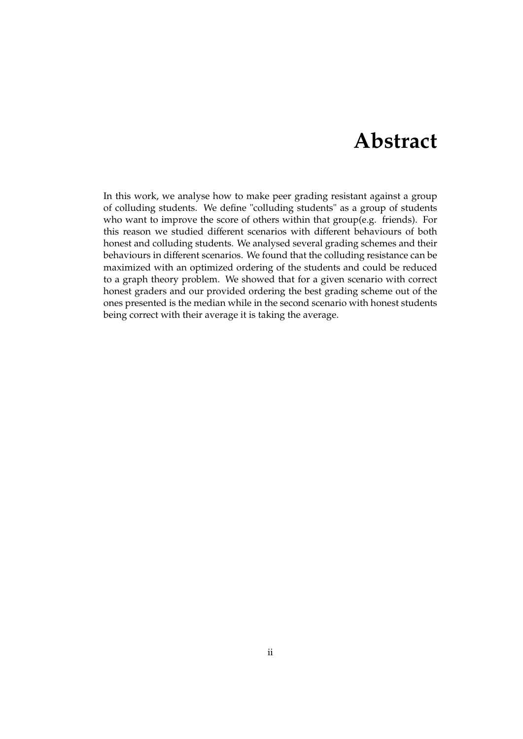# Abstract

In this work, we analyse how to make peer grading resistant against a group of colluding students. We define "colluding students" as a group of students who want to improve the score of others within that group(e.g. friends). For this reason we studied different scenarios with different behaviours of both honest and colluding students. We analysed several grading schemes and their behaviours in different scenarios. We found that the colluding resistance can be maximized with an optimized ordering of the students and could be reduced to a graph theory problem. We showed that for a given scenario with correct honest graders and our provided ordering the best grading scheme out of the ones presented is the median while in the second scenario with honest students being correct with their average it is taking the average.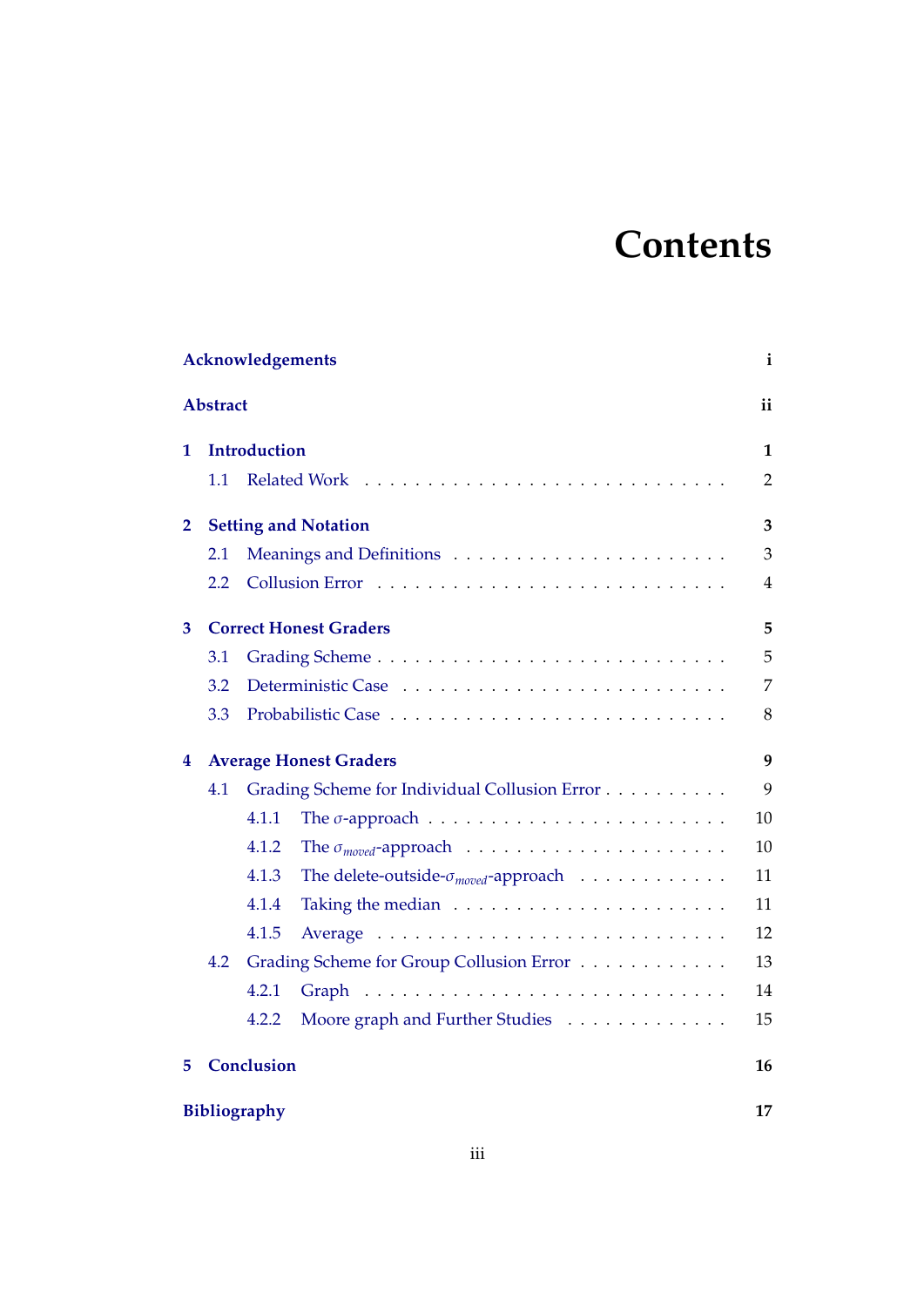# Contents

**Acknowledgements** ... **i**

**Abstract** ... **ii**

**1 Introduction** ... **1**
- 1.1 Related Work ... 2

**2 Setting and Notation** ... **3**
- 2.1 Meanings and Definitions ... 3
- 2.2 Collusion Error ... 4

**3 Correct Honest Graders** ... **5**
- 3.1 Grading Scheme ... 5
- 3.2 Deterministic Case ... 7
- 3.3 Probabilistic Case ... 8

**4 Average Honest Graders** ... **9**
- 4.1 Grading Scheme for Individual Collusion Error ... 9
  - 4.1.1 The $\sigma$-approach ... 10
  - 4.1.2 The $\sigma_{moved}$-approach ... 10
  - 4.1.3 The delete-outside-$\sigma_{moved}$-approach ... 11
  - 4.1.4 Taking the median ... 11
  - 4.1.5 Average ... 12
- 4.2 Grading Scheme for Group Collusion Error ... 13
  - 4.2.1 Graph ... 14
  - 4.2.2 Moore graph and Further Studies ... 15

**5 Conclusion** ... **16**

**Bibliography** ... **17**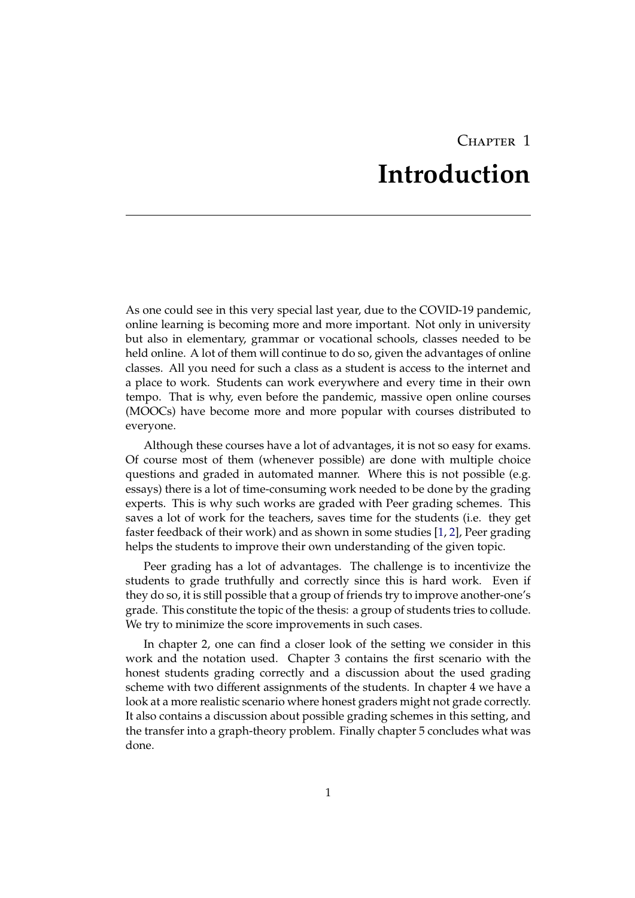# Chapter 1

# Introduction

As one could see in this very special last year, due to the COVID-19 pandemic, online learning is becoming more and more important. Not only in university but also in elementary, grammar or vocational schools, classes needed to be held online. A lot of them will continue to do so, given the advantages of online classes. All you need for such a class as a student is access to the internet and a place to work. Students can work everywhere and every time in their own tempo. That is why, even before the pandemic, massive open online courses (MOOCs) have become more and more popular with courses distributed to everyone.

Although these courses have a lot of advantages, it is not so easy for exams. Of course most of them (whenever possible) are done with multiple choice questions and graded in automated manner. Where this is not possible (e.g. essays) there is a lot of time-consuming work needed to be done by the grading experts. This is why such works are graded with Peer grading schemes. This saves a lot of work for the teachers, saves time for the students (i.e. they get faster feedback of their work) and as shown in some studies [1, 2], Peer grading helps the students to improve their own understanding of the given topic.

Peer grading has a lot of advantages. The challenge is to incentivize the students to grade truthfully and correctly since this is hard work. Even if they do so, it is still possible that a group of friends try to improve another-one's grade. This constitute the topic of the thesis: a group of students tries to collude. We try to minimize the score improvements in such cases.

In chapter 2, one can find a closer look of the setting we consider in this work and the notation used. Chapter 3 contains the first scenario with the honest students grading correctly and a discussion about the used grading scheme with two different assignments of the students. In chapter 4 we have a look at a more realistic scenario where honest graders might not grade correctly. It also contains a discussion about possible grading schemes in this setting, and the transfer into a graph-theory problem. Finally chapter 5 concludes what was done.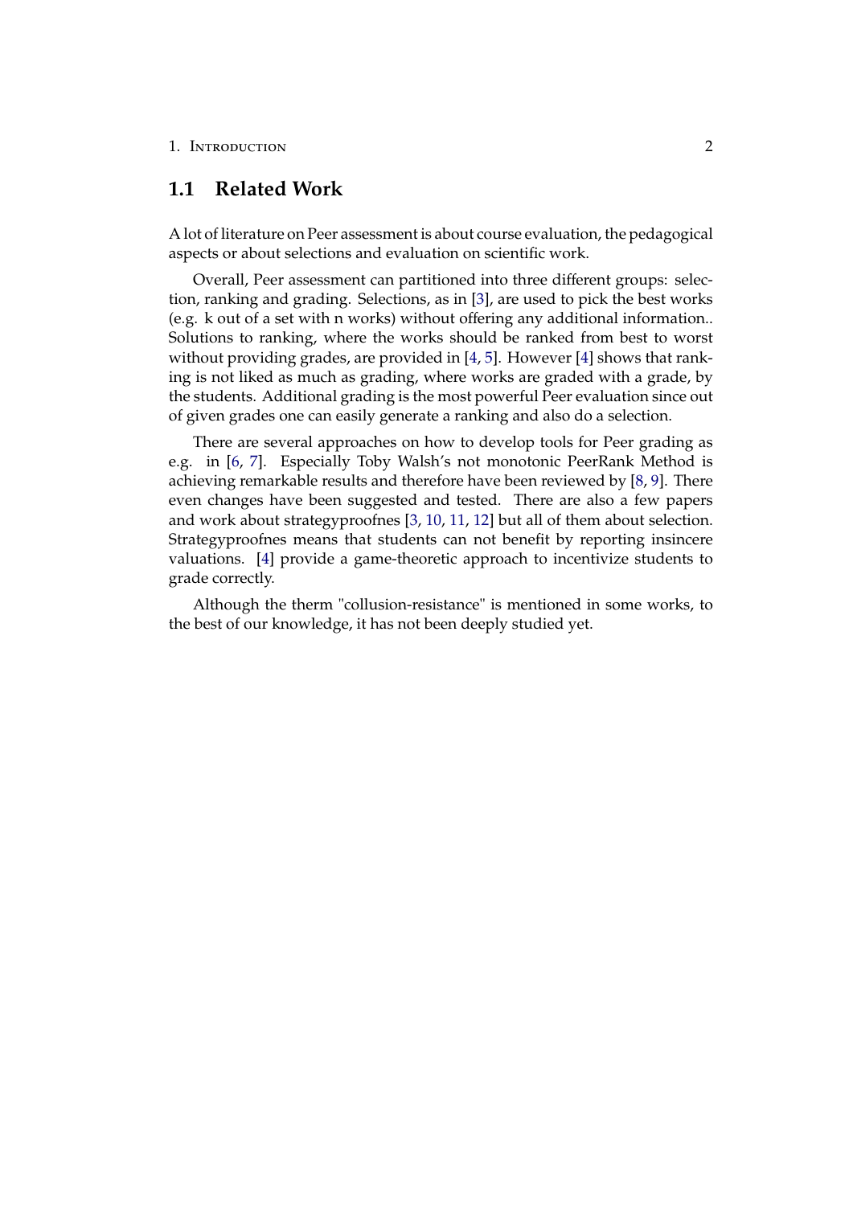## 1.1 Related Work

A lot of literature on Peer assessment is about course evaluation, the pedagogical aspects or about selections and evaluation on scientific work.

Overall, Peer assessment can partitioned into three different groups: selection, ranking and grading. Selections, as in [3], are used to pick the best works (e.g. k out of a set with n works) without offering any additional information.. Solutions to ranking, where the works should be ranked from best to worst without providing grades, are provided in [4, 5]. However [4] shows that ranking is not liked as much as grading, where works are graded with a grade, by the students. Additional grading is the most powerful Peer evaluation since out of given grades one can easily generate a ranking and also do a selection.

There are several approaches on how to develop tools for Peer grading as e.g. in [6, 7]. Especially Toby Walsh's not monotonic PeerRank Method is achieving remarkable results and therefore have been reviewed by [8, 9]. There even changes have been suggested and tested. There are also a few papers and work about strategyproofnes [3, 10, 11, 12] but all of them about selection. Strategyproofnes means that students can not benefit by reporting insincere valuations. [4] provide a game-theoretic approach to incentivize students to grade correctly.

Although the therm "collusion-resistance" is mentioned in some works, to the best of our knowledge, it has not been deeply studied yet.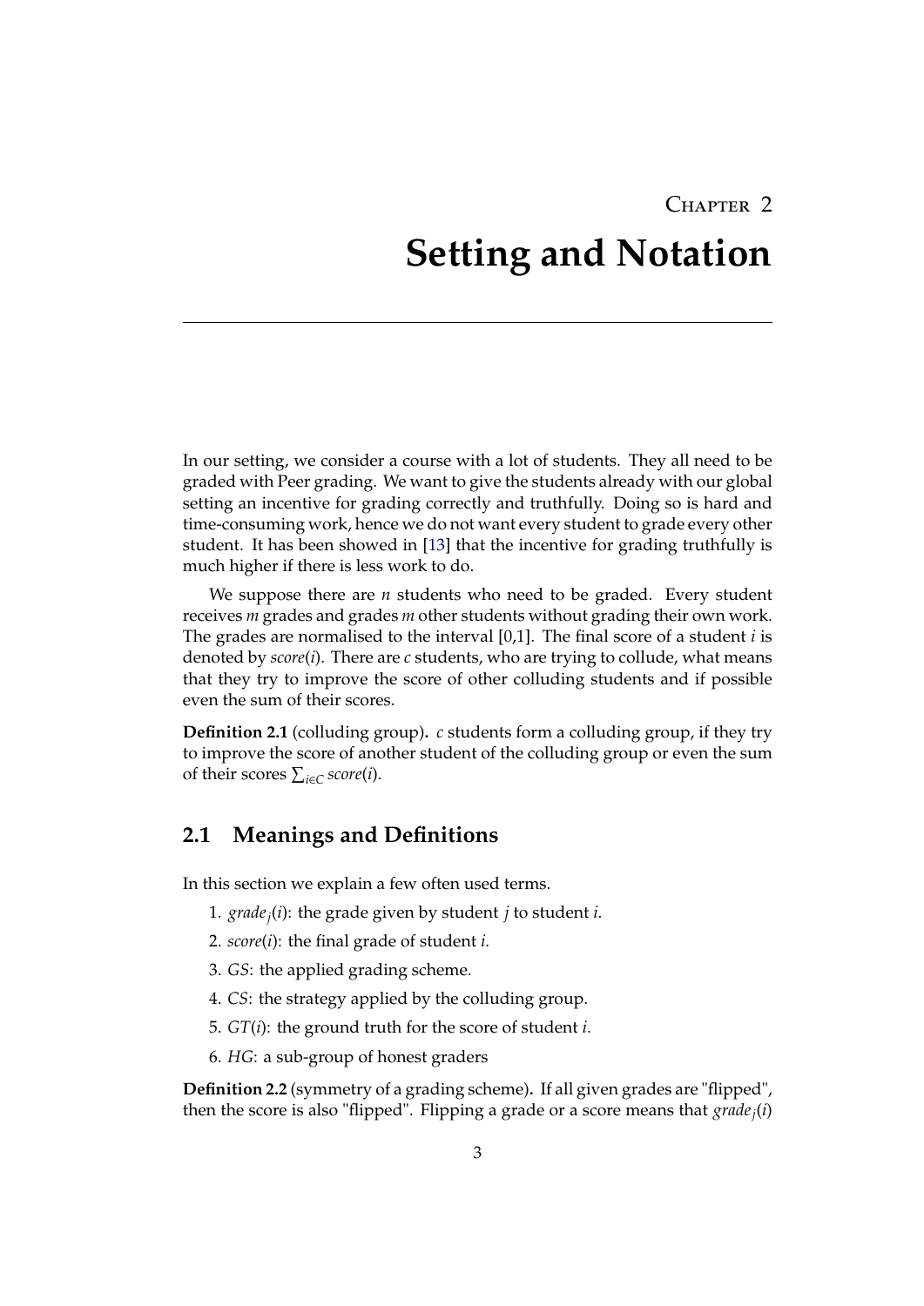# Chapter 2

# Setting and Notation

In our setting, we consider a course with a lot of students. They all need to be graded with Peer grading. We want to give the students already with our global setting an incentive for grading correctly and truthfully. Doing so is hard and time-consuming work, hence we do not want every student to grade every other student. It has been showed in [13] that the incentive for grading truthfully is much higher if there is less work to do.

We suppose there are $n$ students who need to be graded. Every student receives $m$ grades and grades $m$ other students without grading their own work. The grades are normalised to the interval [0,1]. The final score of a student $i$ is denoted by $score(i)$. There are $c$ students, who are trying to collude, what means that they try to improve the score of other colluding students and if possible even the sum of their scores.

**Definition 2.1** (colluding group)**.** $c$ students form a colluding group, if they try to improve the score of another student of the colluding group or even the sum of their scores $\sum_{i \in C} score(i)$.

## 2.1 Meanings and Definitions

In this section we explain a few often used terms.

1. $grade_j(i)$: the grade given by student $j$ to student $i$.
2. $score(i)$: the final grade of student $i$.
3. $GS$: the applied grading scheme.
4. $CS$: the strategy applied by the colluding group.
5. $GT(i)$: the ground truth for the score of student $i$.
6. $HG$: a sub-group of honest graders

**Definition 2.2** (symmetry of a grading scheme)**.** If all given grades are "flipped", then the score is also "flipped". Flipping a grade or a score means that $grade_j(i)$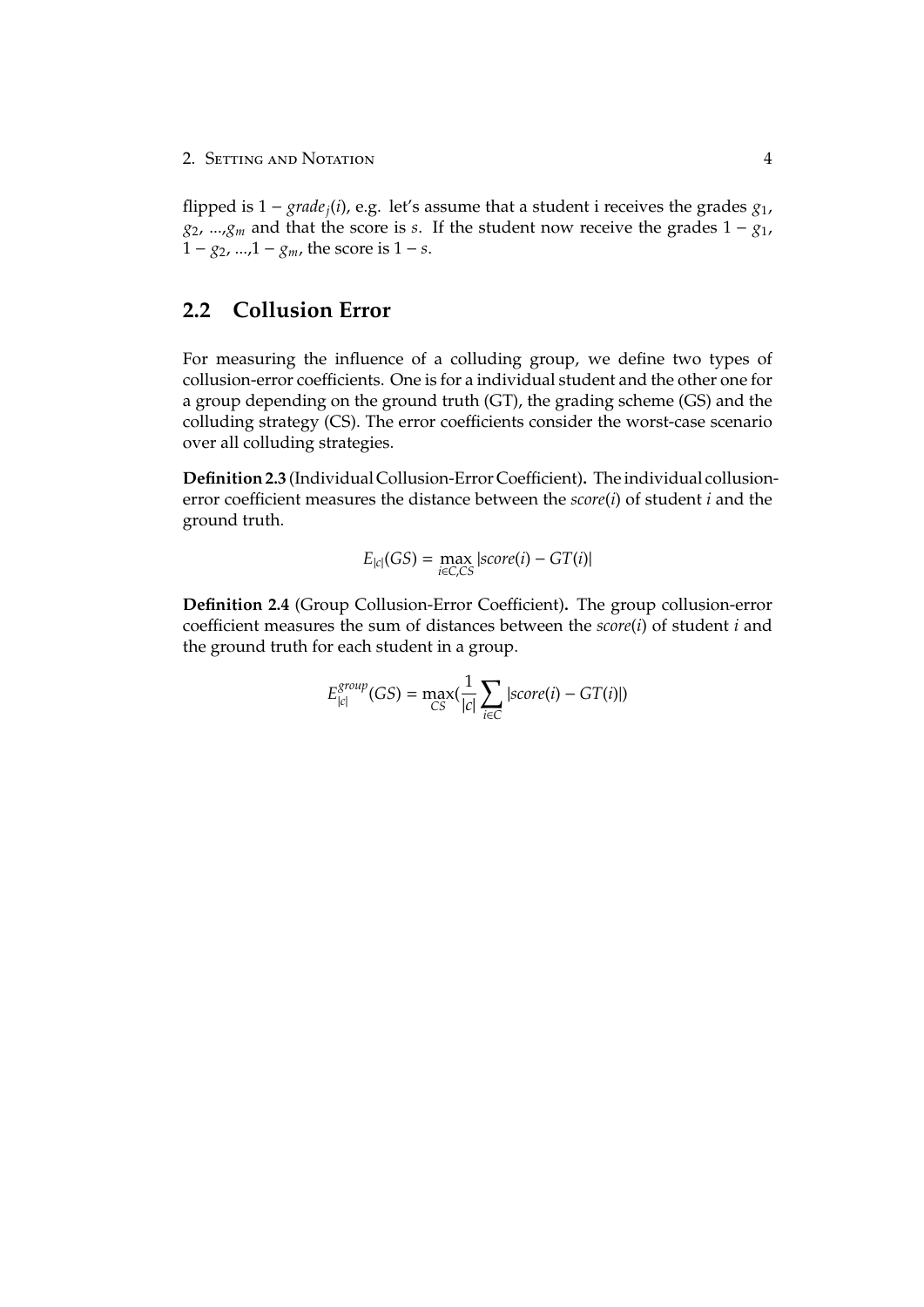flipped is $1 - grade_j(i)$, e.g. let's assume that a student i receives the grades $g_1$, $g_2$, ...,$g_m$ and that the score is $s$. If the student now receive the grades $1 - g_1$, $1 - g_2$, ...,$1 - g_m$, the score is $1 - s$.

## 2.2 Collusion Error

For measuring the influence of a colluding group, we define two types of collusion-error coefficients. One is for a individual student and the other one for a group depending on the ground truth (GT), the grading scheme (GS) and the colluding strategy (CS). The error coefficients consider the worst-case scenario over all colluding strategies.

**Definition 2.3** (Individual Collusion-Error Coefficient)**.** The individual collusion-error coefficient measures the distance between the *score*($i$) of student $i$ and the ground truth.

$$E_{|c|}(GS) = \max_{i \in C, CS} |score(i) - GT(i)|$$

**Definition 2.4** (Group Collusion-Error Coefficient)**.** The group collusion-error coefficient measures the sum of distances between the *score*($i$) of student $i$ and the ground truth for each student in a group.

$$E_{|c|}^{group}(GS) = \max_{CS}\left(\frac{1}{|c|} \sum_{i \in C} |score(i) - GT(i)|\right)$$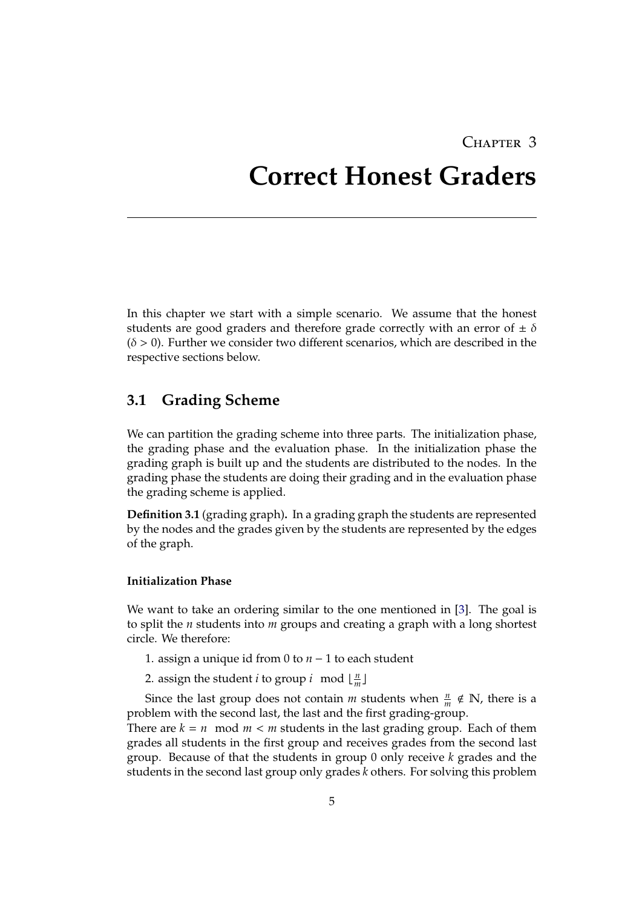# Chapter 3

# Correct Honest Graders

In this chapter we start with a simple scenario. We assume that the honest students are good graders and therefore grade correctly with an error of $\pm\ \delta$ ($\delta > 0$). Further we consider two different scenarios, which are described in the respective sections below.

## 3.1 Grading Scheme

We can partition the grading scheme into three parts. The initialization phase, the grading phase and the evaluation phase. In the initialization phase the grading graph is built up and the students are distributed to the nodes. In the grading phase the students are doing their grading and in the evaluation phase the grading scheme is applied.

**Definition 3.1** (grading graph)**.** In a grading graph the students are represented by the nodes and the grades given by the students are represented by the edges of the graph.

#### Initialization Phase

We want to take an ordering similar to the one mentioned in [3]. The goal is to split the $n$ students into $m$ groups and creating a graph with a long shortest circle. We therefore:

1. assign a unique id from 0 to $n-1$ to each student
2. assign the student $i$ to group $i \mod \lfloor \frac{n}{m} \rfloor$

Since the last group does not contain $m$ students when $\frac{n}{m} \notin \mathbb{N}$, there is a problem with the second last, the last and the first grading-group.
There are $k = n \mod m < m$ students in the last grading group. Each of them grades all students in the first group and receives grades from the second last group. Because of that the students in group 0 only receive $k$ grades and the students in the second last group only grades $k$ others. For solving this problem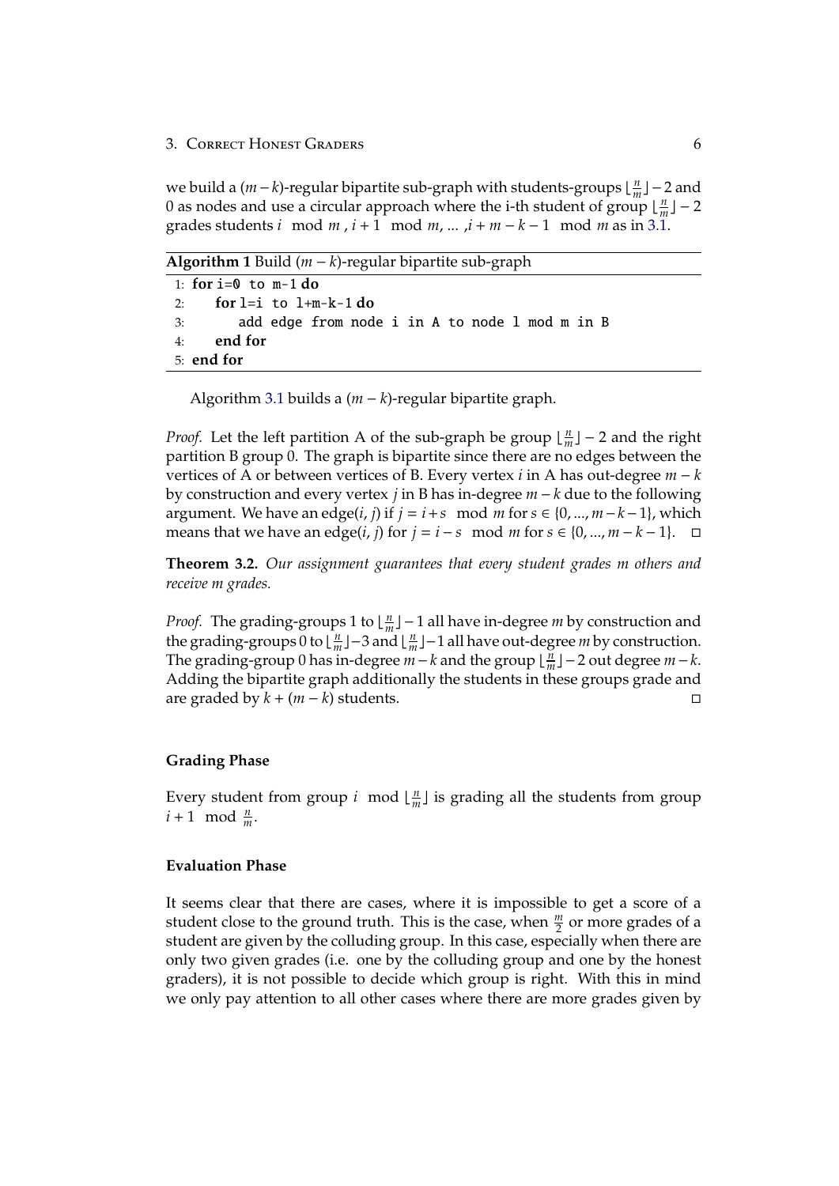we build a $(m-k)$-regular bipartite sub-graph with students-groups $\lfloor \frac{n}{m} \rfloor - 2$ and 0 as nodes and use a circular approach where the i-th student of group $\lfloor \frac{n}{m} \rfloor - 2$ grades students $i \mod m$, $i+1 \mod m$, ... ,$i+m-k-1 \mod m$ as in 3.1.

**Algorithm 1** Build $(m-k)$-regular bipartite sub-graph

```
1: for i=0 to m-1 do
2:    for l=i to l+m-k-1 do
3:       add edge from node i in A to node l mod m in B
4:    end for
5: end for
```

Algorithm 3.1 builds a $(m-k)$-regular bipartite graph.

*Proof.* Let the left partition A of the sub-graph be group $\lfloor \frac{n}{m} \rfloor - 2$ and the right partition B group 0. The graph is bipartite since there are no edges between the vertices of A or between vertices of B. Every vertex $i$ in A has out-degree $m-k$ by construction and every vertex $j$ in B has in-degree $m-k$ due to the following argument. We have an edge$(i,j)$ if $j = i+s \mod m$ for $s \in \{0,...,m-k-1\}$, which means that we have an edge$(i,j)$ for $j = i-s \mod m$ for $s \in \{0,...,m-k-1\}$. □

**Theorem 3.2.** *Our assignment guarantees that every student grades m others and receive m grades.*

*Proof.* The grading-groups 1 to $\lfloor \frac{n}{m} \rfloor - 1$ all have in-degree $m$ by construction and the grading-groups 0 to $\lfloor \frac{n}{m} \rfloor - 3$ and $\lfloor \frac{n}{m} \rfloor - 1$ all have out-degree $m$ by construction. The grading-group 0 has in-degree $m-k$ and the group $\lfloor \frac{n}{m} \rfloor - 2$ out degree $m-k$. Adding the bipartite graph additionally the students in these groups grade and are graded by $k + (m-k)$ students. □

### Grading Phase

Every student from group $i \mod \lfloor \frac{n}{m} \rfloor$ is grading all the students from group $i+1 \mod \frac{n}{m}$.

### Evaluation Phase

It seems clear that there are cases, where it is impossible to get a score of a student close to the ground truth. This is the case, when $\frac{m}{2}$ or more grades of a student are given by the colluding group. In this case, especially when there are only two given grades (i.e. one by the colluding group and one by the honest graders), it is not possible to decide which group is right. With this in mind we only pay attention to all other cases where there are more grades given by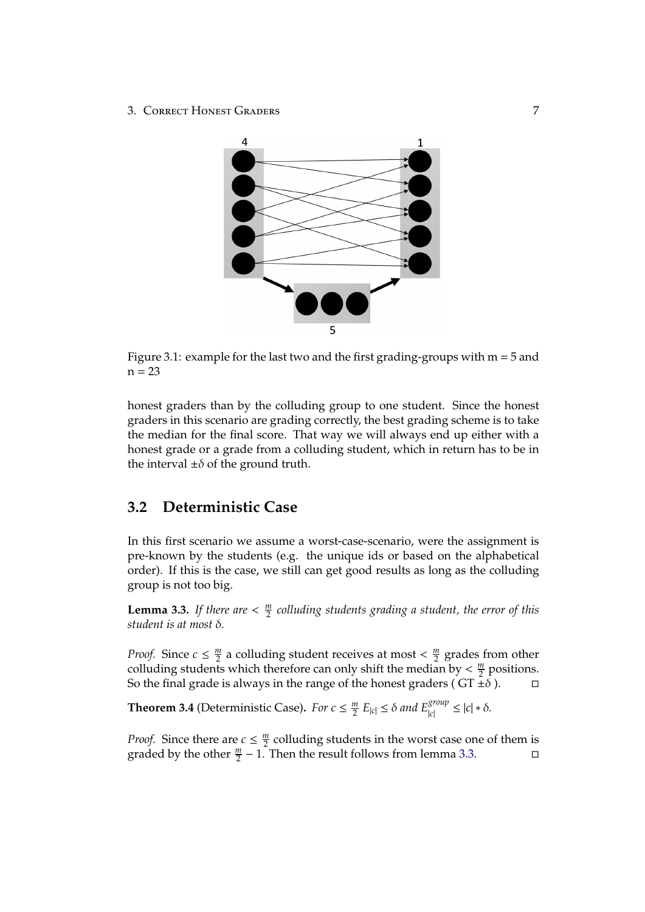Figure 3.1: example for the last two and the first grading-groups with m = 5 and n = 23

honest graders than by the colluding group to one student. Since the honest graders in this scenario are grading correctly, the best grading scheme is to take the median for the final score. That way we will always end up either with a honest grade or a grade from a colluding student, which in return has to be in the interval $\pm\delta$ of the ground truth.

## 3.2 Deterministic Case

In this first scenario we assume a worst-case-scenario, were the assignment is pre-known by the students (e.g. the unique ids or based on the alphabetical order). If this is the case, we still can get good results as long as the colluding group is not too big.

**Lemma 3.3.** *If there are $< \frac{m}{2}$ colluding students grading a student, the error of this student is at most $\delta$.*

*Proof.* Since $c \leq \frac{m}{2}$ a colluding student receives at most $< \frac{m}{2}$ grades from other colluding students which therefore can only shift the median by $< \frac{m}{2}$ positions. So the final grade is always in the range of the honest graders ( GT $\pm\delta$ ). □

**Theorem 3.4** (Deterministic Case)**.** *For $c \leq \frac{m}{2}$ $E_{|c|} \leq \delta$ and $E_{|c|}^{group} \leq |c| * \delta$.*

*Proof.* Since there are $c \leq \frac{m}{2}$ colluding students in the worst case one of them is graded by the other $\frac{m}{2} - 1$. Then the result follows from lemma 3.3. □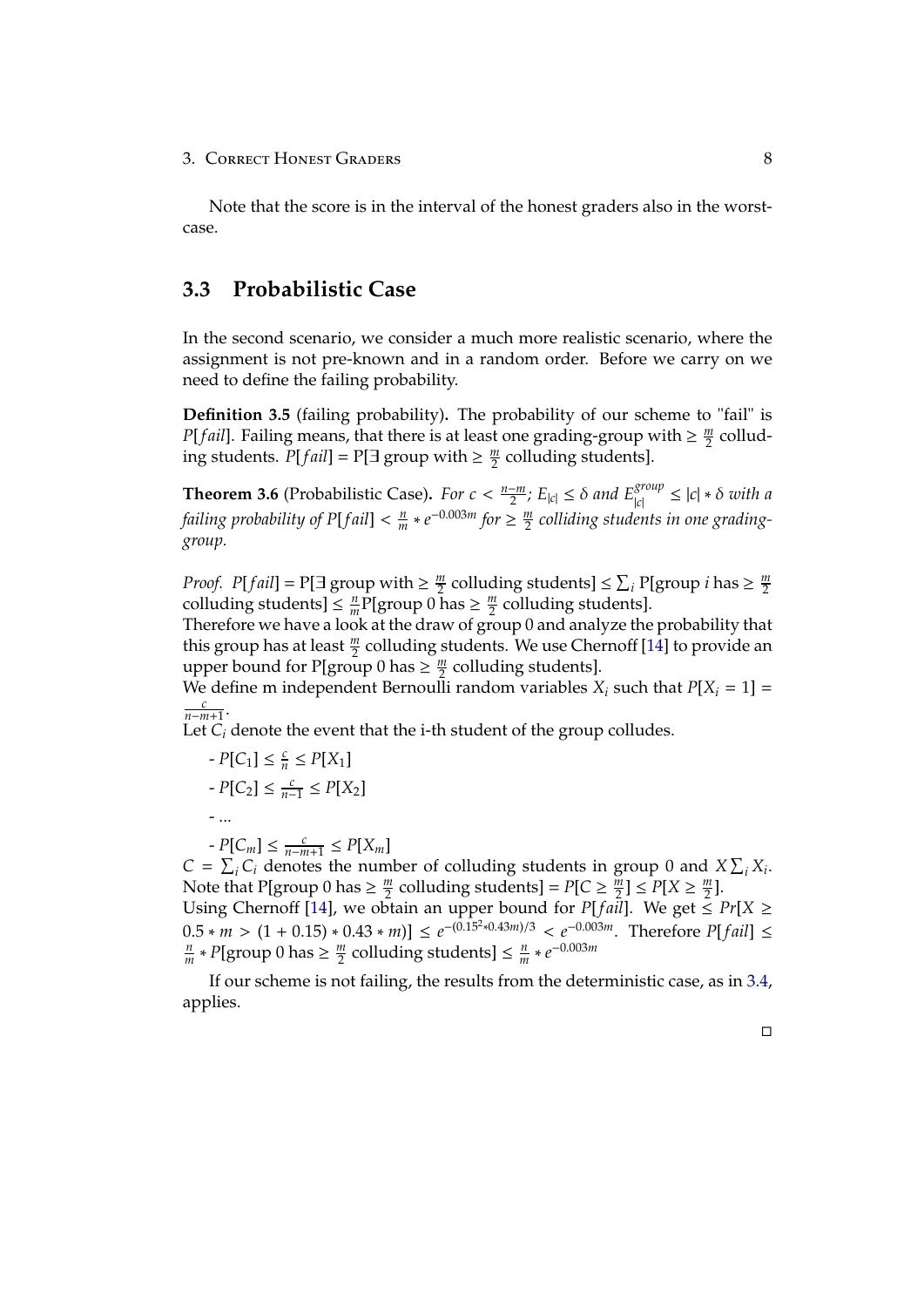Note that the score is in the interval of the honest graders also in the worst-case.

## 3.3 Probabilistic Case

In the second scenario, we consider a much more realistic scenario, where the assignment is not pre-known and in a random order. Before we carry on we need to define the failing probability.

**Definition 3.5** (failing probability)**.** The probability of our scheme to "fail" is $P[fail]$. Failing means, that there is at least one grading-group with $\geq \frac{m}{2}$ colluding students. $P[fail]$ = P[$\exists$ group with $\geq \frac{m}{2}$ colluding students].

**Theorem 3.6** (Probabilistic Case)**.** *For $c < \frac{n-m}{2}$; $E_{|c|} \leq \delta$ and $E_{|c|}^{group} \leq |c| * \delta$ with a failing probability of $P[fail] < \frac{n}{m} * e^{-0.003m}$ for $\geq \frac{m}{2}$ colliding students in one grading-group.*

*Proof.* $P[fail]$ = P[$\exists$ group with $\geq \frac{m}{2}$ colluding students] $\leq \sum_i$ P[group $i$ has $\geq \frac{m}{2}$ colluding students] $\leq \frac{n}{m}$P[group 0 has $\geq \frac{m}{2}$ colluding students].
Therefore we have a look at the draw of group 0 and analyze the probability that this group has at least $\frac{m}{2}$ colluding students. We use Chernoff [14] to provide an upper bound for P[group 0 has $\geq \frac{m}{2}$ colluding students].
We define m independent Bernoulli random variables $X_i$ such that $P[X_i = 1] = \frac{c}{n-m+1}$.
Let $C_i$ denote the event that the i-th student of the group colludes.

- $P[C_1] \leq \frac{c}{n} \leq P[X_1]$
- $P[C_2] \leq \frac{c}{n-1} \leq P[X_2]$
- ...
- $P[C_m] \leq \frac{c}{n-m+1} \leq P[X_m]$

$C = \sum_i C_i$ denotes the number of colluding students in group 0 and $X \sum_i X_i$.
Note that P[group 0 has $\geq \frac{m}{2}$ colluding students] $= P[C \geq \frac{m}{2}] \leq P[X \geq \frac{m}{2}]$.
Using Chernoff [14], we obtain an upper bound for $P[fail]$. We get $\leq Pr[X \geq 0.5 * m > (1 + 0.15) * 0.43 * m)] \leq e^{-(0.15^2 * 0.43m)/3} < e^{-0.003m}$. Therefore $P[fail] \leq \frac{n}{m} * P$[group 0 has $\geq \frac{m}{2}$ colluding students] $\leq \frac{n}{m} * e^{-0.003m}$

If our scheme is not failing, the results from the deterministic case, as in 3.4, applies.

□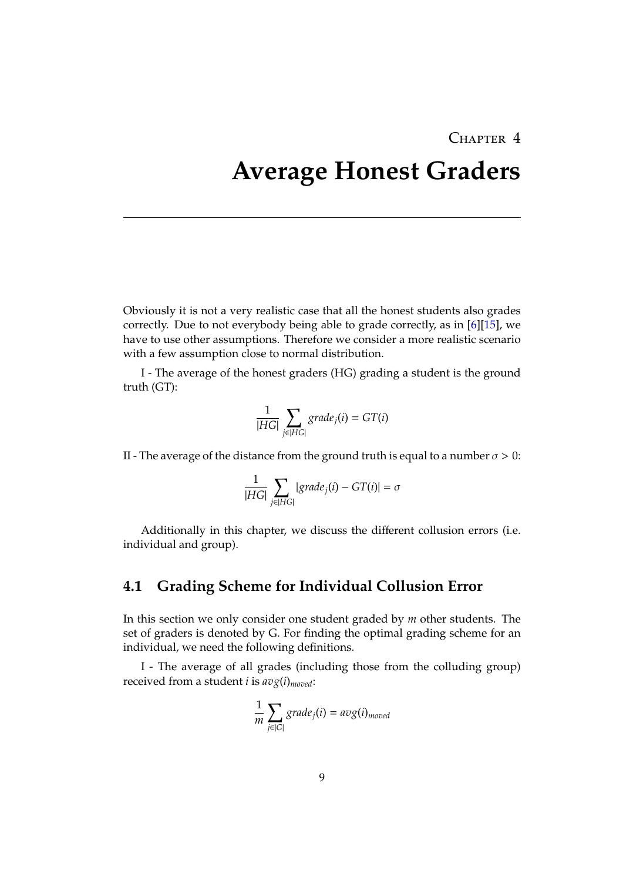# Chapter 4

# Average Honest Graders

Obviously it is not a very realistic case that all the honest students also grades correctly. Due to not everybody being able to grade correctly, as in [6][15], we have to use other assumptions. Therefore we consider a more realistic scenario with a few assumption close to normal distribution.

I - The average of the honest graders (HG) grading a student is the ground truth (GT):

$$\frac{1}{|HG|} \sum_{j \in |HG|} grade_j(i) = GT(i)$$

II - The average of the distance from the ground truth is equal to a number $\sigma > 0$:

$$\frac{1}{|HG|} \sum_{j \in |HG|} |grade_j(i) - GT(i)| = \sigma$$

Additionally in this chapter, we discuss the different collusion errors (i.e. individual and group).

## 4.1 Grading Scheme for Individual Collusion Error

In this section we only consider one student graded by $m$ other students. The set of graders is denoted by G. For finding the optimal grading scheme for an individual, we need the following definitions.

I - The average of all grades (including those from the colluding group) received from a student $i$ is $avg(i)_{moved}$:

$$\frac{1}{m} \sum_{j \in |G|} grade_j(i) = avg(i)_{moved}$$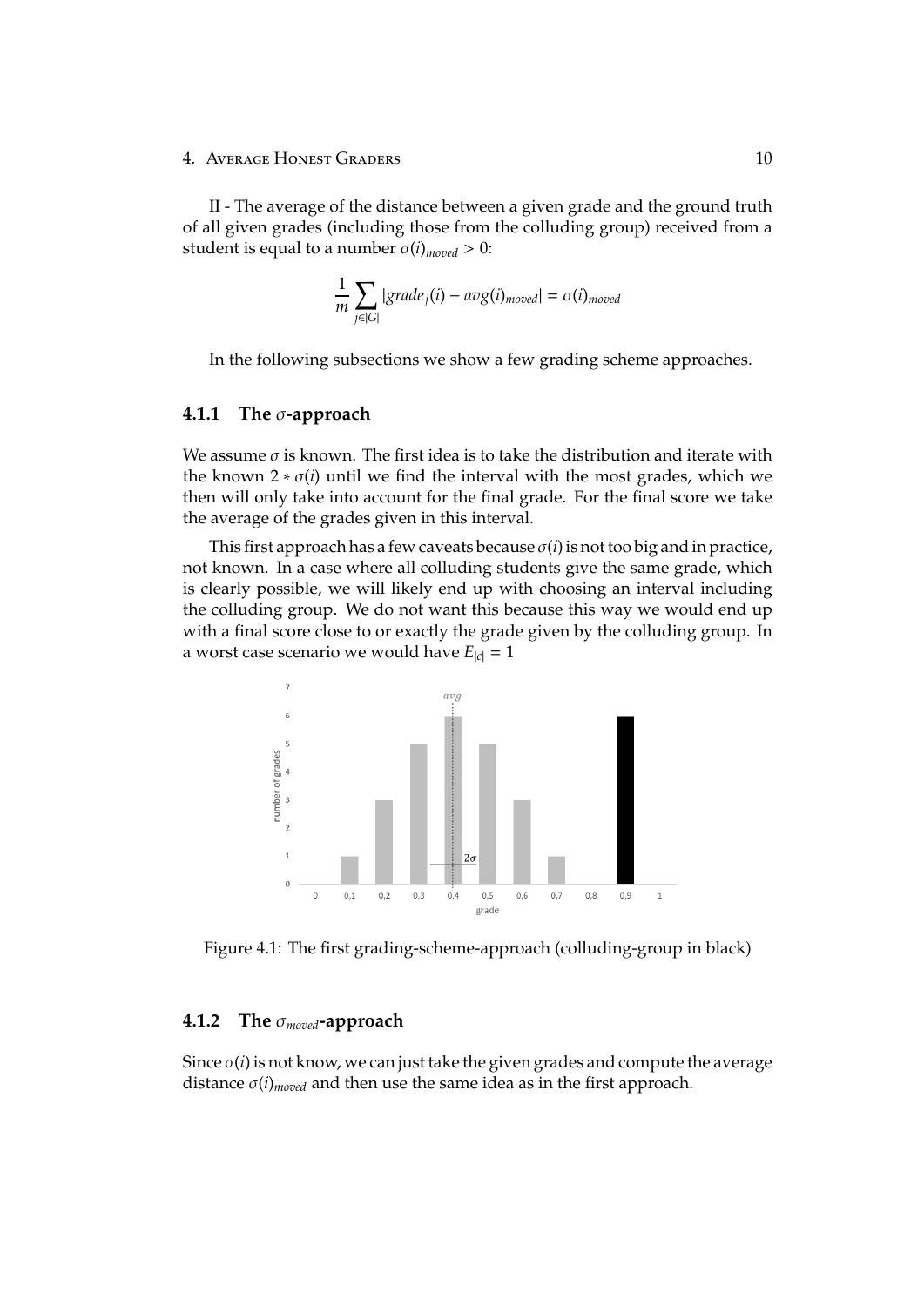II - The average of the distance between a given grade and the ground truth of all given grades (including those from the colluding group) received from a student is equal to a number $\sigma(i)_{moved} > 0$:

$$\frac{1}{m} \sum_{j \in |G|} |grade_j(i) - avg(i)_{moved}| = \sigma(i)_{moved}$$

In the following subsections we show a few grading scheme approaches.

### 4.1.1 The $\sigma$-approach

We assume $\sigma$ is known. The first idea is to take the distribution and iterate with the known $2 * \sigma(i)$ until we find the interval with the most grades, which we then will only take into account for the final grade. For the final score we take the average of the grades given in this interval.

This first approach has a few caveats because $\sigma(i)$ is not too big and in practice, not known. In a case where all colluding students give the same grade, which is clearly possible, we will likely end up with choosing an interval including the colluding group. We do not want this because this way we would end up with a final score close to or exactly the grade given by the colluding group. In a worst case scenario we would have $E_{|c|} = 1$

Figure 4.1: The first grading-scheme-approach (colluding-group in black)

### 4.1.2 The $\sigma_{moved}$-approach

Since $\sigma(i)$ is not know, we can just take the given grades and compute the average distance $\sigma(i)_{moved}$ and then use the same idea as in the first approach.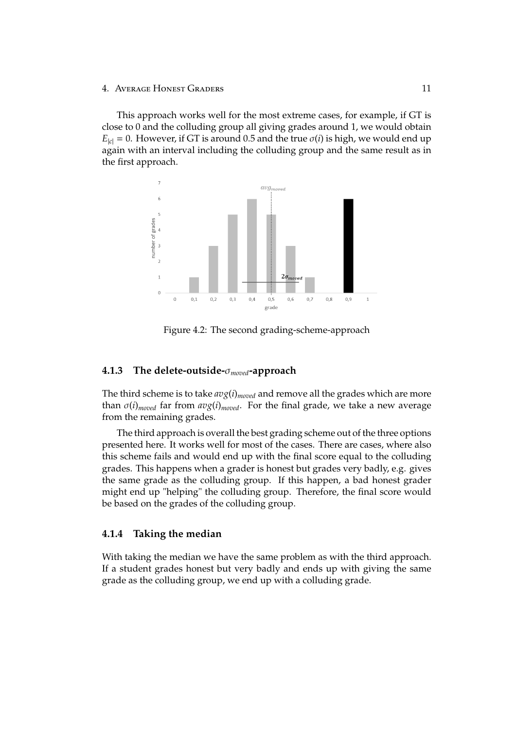This approach works well for the most extreme cases, for example, if GT is close to 0 and the colluding group all giving grades around 1, we would obtain $E_{|c|} = 0$. However, if GT is around 0.5 and the true $\sigma(i)$ is high, we would end up again with an interval including the colluding group and the same result as in the first approach.

Figure 4.2: The second grading-scheme-approach

### 4.1.3 The delete-outside-$\sigma_{moved}$-approach

The third scheme is to take $avg(i)_{moved}$ and remove all the grades which are more than $\sigma(i)_{moved}$ far from $avg(i)_{moved}$. For the final grade, we take a new average from the remaining grades.

The third approach is overall the best grading scheme out of the three options presented here. It works well for most of the cases. There are cases, where also this scheme fails and would end up with the final score equal to the colluding grades. This happens when a grader is honest but grades very badly, e.g. gives the same grade as the colluding group. If this happen, a bad honest grader might end up "helping" the colluding group. Therefore, the final score would be based on the grades of the colluding group.

### 4.1.4 Taking the median

With taking the median we have the same problem as with the third approach. If a student grades honest but very badly and ends up with giving the same grade as the colluding group, we end up with a colluding grade.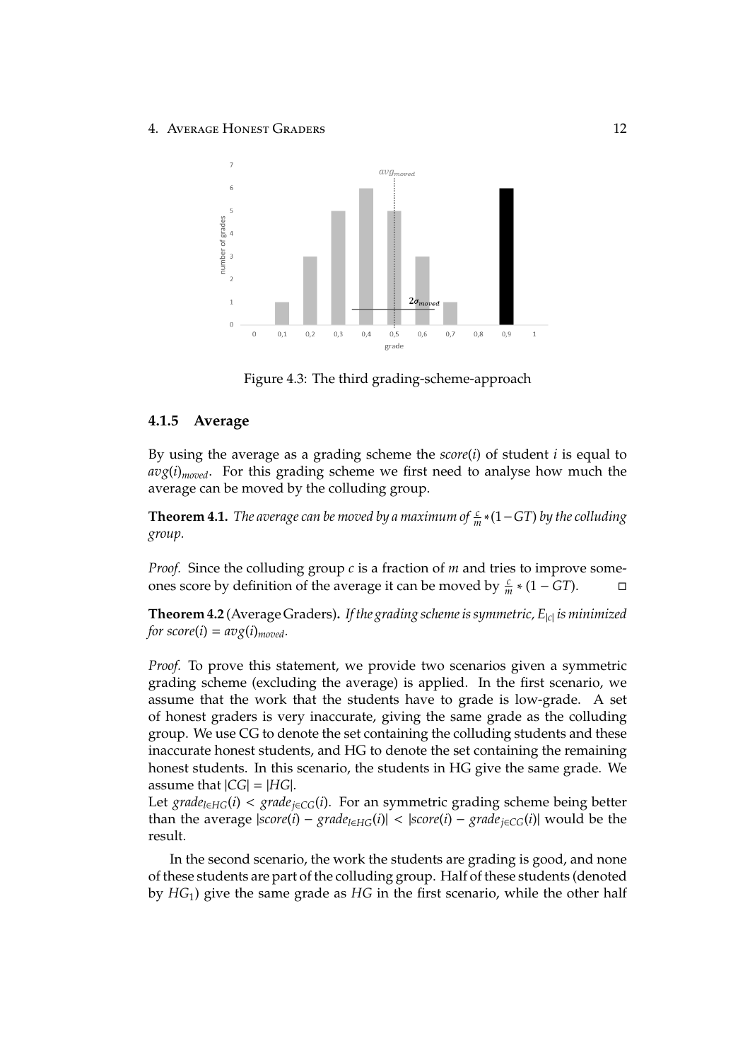Figure 4.3: The third grading-scheme-approach

### 4.1.5 Average

By using the average as a grading scheme the $score(i)$ of student $i$ is equal to $avg(i)_{moved}$. For this grading scheme we first need to analyse how much the average can be moved by the colluding group.

**Theorem 4.1.** *The average can be moved by a maximum of* $\frac{c}{m} * (1 - GT)$ *by the colluding group.*

*Proof.* Since the colluding group $c$ is a fraction of $m$ and tries to improve someones score by definition of the average it can be moved by $\frac{c}{m} * (1 - GT)$. □

**Theorem 4.2** (Average Graders)**.** *If the grading scheme is symmetric,* $E_{|c|}$ *is minimized for* $score(i) = avg(i)_{moved}$*.*

*Proof.* To prove this statement, we provide two scenarios given a symmetric grading scheme (excluding the average) is applied. In the first scenario, we assume that the work that the students have to grade is low-grade. A set of honest graders is very inaccurate, giving the same grade as the colluding group. We use CG to denote the set containing the colluding students and these inaccurate honest students, and HG to denote the set containing the remaining honest students. In this scenario, the students in HG give the same grade. We assume that $|CG| = |HG|$.

Let $grade_{l \in HG}(i) < grade_{j \in CG}(i)$. For an symmetric grading scheme being better than the average $|score(i) - grade_{l \in HG}(i)| < |score(i) - grade_{j \in CG}(i)|$ would be the result.

In the second scenario, the work the students are grading is good, and none of these students are part of the colluding group. Half of these students (denoted by $HG_1$) give the same grade as $HG$ in the first scenario, while the other half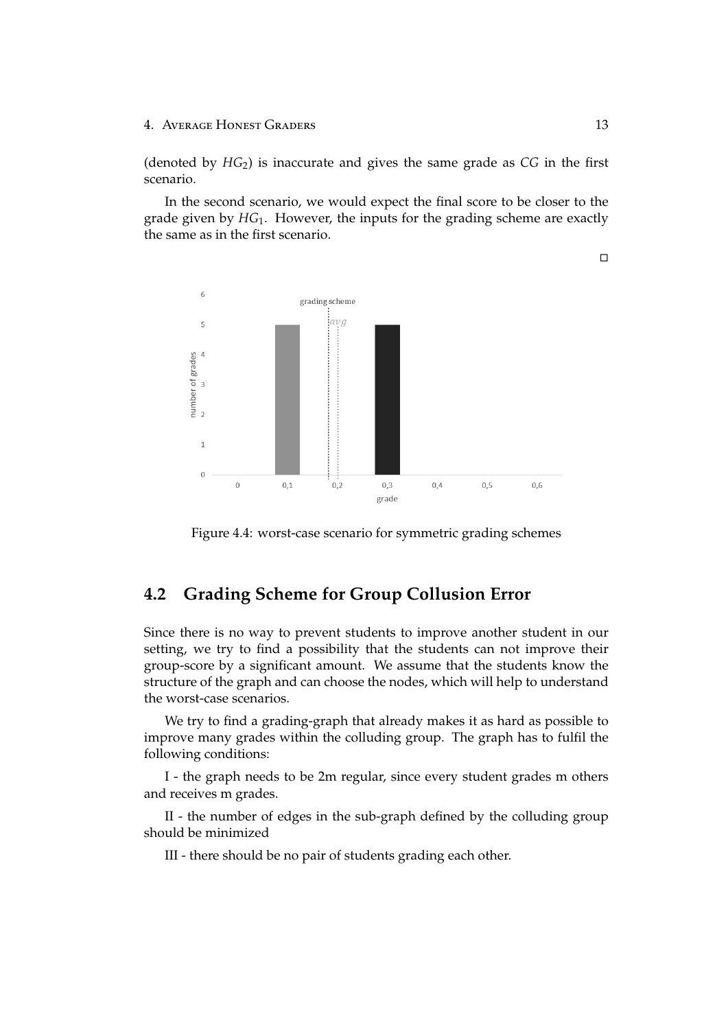(denoted by $HG_2$) is inaccurate and gives the same grade as $CG$ in the first scenario.

In the second scenario, we would expect the final score to be closer to the grade given by $HG_1$. However, the inputs for the grading scheme are exactly the same as in the first scenario.

□

Figure 4.4: worst-case scenario for symmetric grading schemes

## 4.2 Grading Scheme for Group Collusion Error

Since there is no way to prevent students to improve another student in our setting, we try to find a possibility that the students can not improve their group-score by a significant amount. We assume that the students know the structure of the graph and can choose the nodes, which will help to understand the worst-case scenarios.

We try to find a grading-graph that already makes it as hard as possible to improve many grades within the colluding group. The graph has to fulfil the following conditions:

I - the graph needs to be 2m regular, since every student grades m others and receives m grades.

II - the number of edges in the sub-graph defined by the colluding group should be minimized

III - there should be no pair of students grading each other.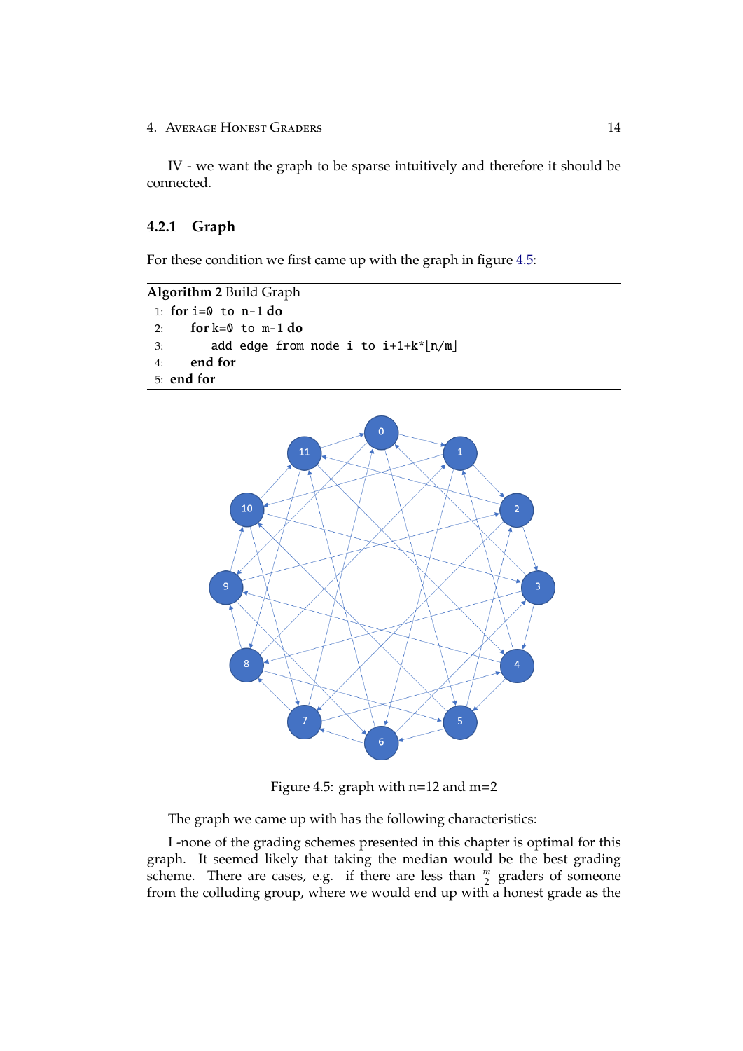IV - we want the graph to be sparse intuitively and therefore it should be connected.

### 4.2.1 Graph

For these condition we first came up with the graph in figure 4.5:

**Algorithm 2** Build Graph

```
1: for i=0 to n-1 do
2:     for k=0 to m-1 do
3:         add edge from node i to i+1+k*⌊n/m⌋
4:     end for
5: end for
```

Figure 4.5: graph with n=12 and m=2

The graph we came up with has the following characteristics:

I -none of the grading schemes presented in this chapter is optimal for this graph. It seemed likely that taking the median would be the best grading scheme. There are cases, e.g. if there are less than $\frac{m}{2}$ graders of someone from the colluding group, where we would end up with a honest grade as the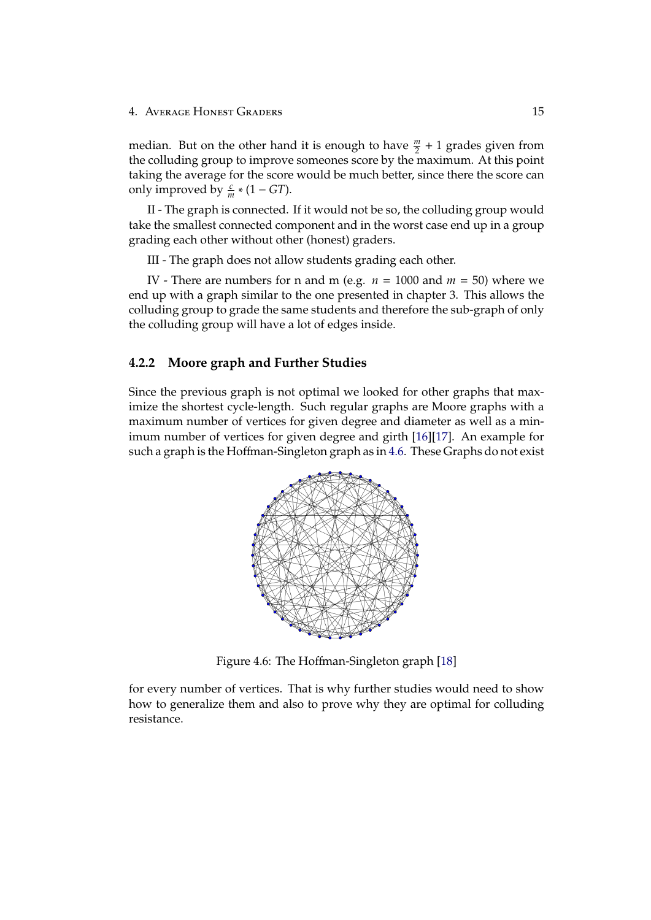median. But on the other hand it is enough to have $\frac{m}{2} + 1$ grades given from the colluding group to improve someones score by the maximum. At this point taking the average for the score would be much better, since there the score can only improved by $\frac{c}{m} * (1 - GT)$.

II - The graph is connected. If it would not be so, the colluding group would take the smallest connected component and in the worst case end up in a group grading each other without other (honest) graders.

III - The graph does not allow students grading each other.

IV - There are numbers for n and m (e.g. $n = 1000$ and $m = 50$) where we end up with a graph similar to the one presented in chapter 3. This allows the colluding group to grade the same students and therefore the sub-graph of only the colluding group will have a lot of edges inside.

### 4.2.2 Moore graph and Further Studies

Since the previous graph is not optimal we looked for other graphs that maximize the shortest cycle-length. Such regular graphs are Moore graphs with a maximum number of vertices for given degree and diameter as well as a minimum number of vertices for given degree and girth [16][17]. An example for such a graph is the Hoffman-Singleton graph as in 4.6. These Graphs do not exist

Figure 4.6: The Hoffman-Singleton graph [18]

for every number of vertices. That is why further studies would need to show how to generalize them and also to prove why they are optimal for colluding resistance.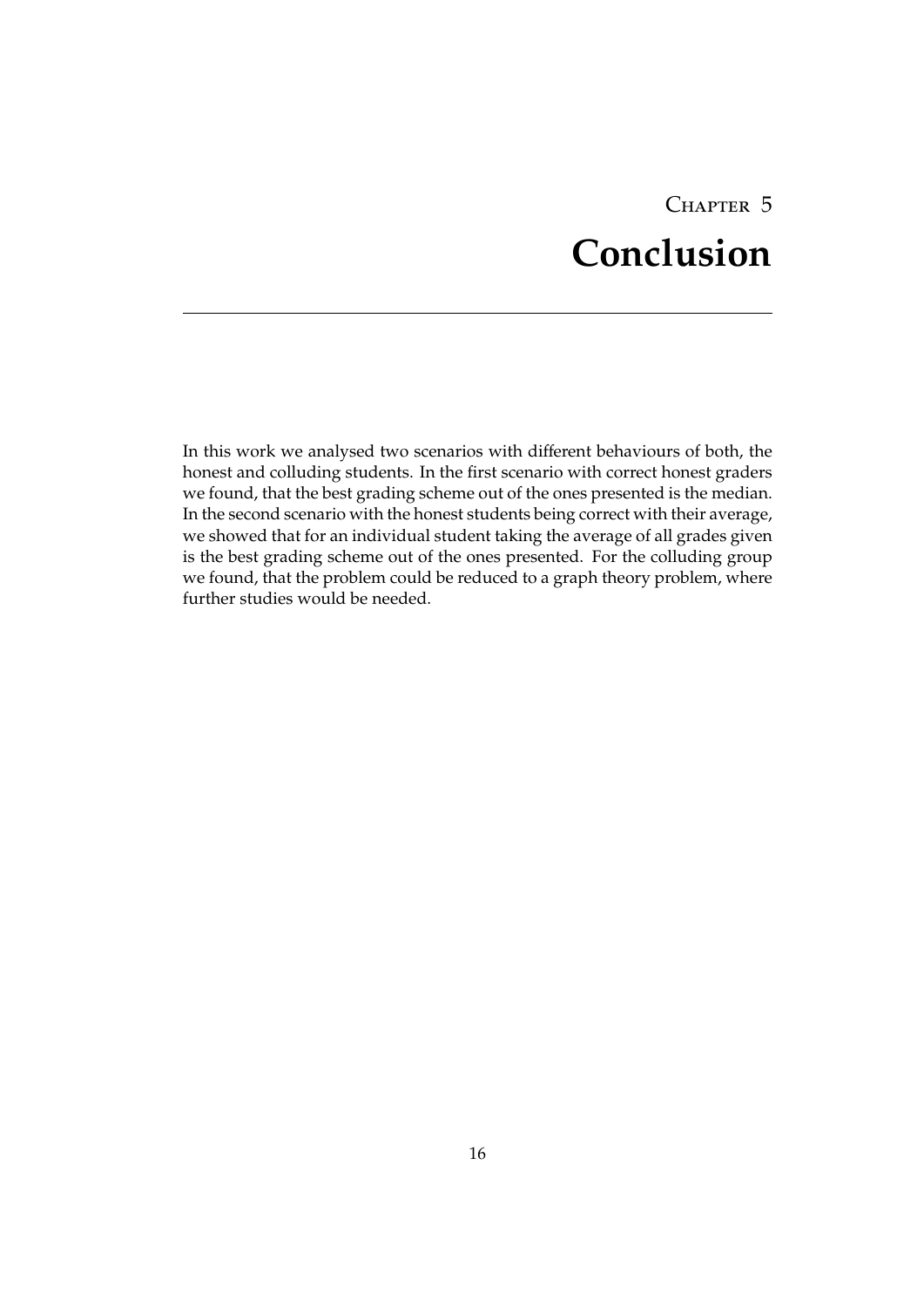# Chapter 5

# Conclusion

In this work we analysed two scenarios with different behaviours of both, the honest and colluding students. In the first scenario with correct honest graders we found, that the best grading scheme out of the ones presented is the median. In the second scenario with the honest students being correct with their average, we showed that for an individual student taking the average of all grades given is the best grading scheme out of the ones presented. For the colluding group we found, that the problem could be reduced to a graph theory problem, where further studies would be needed.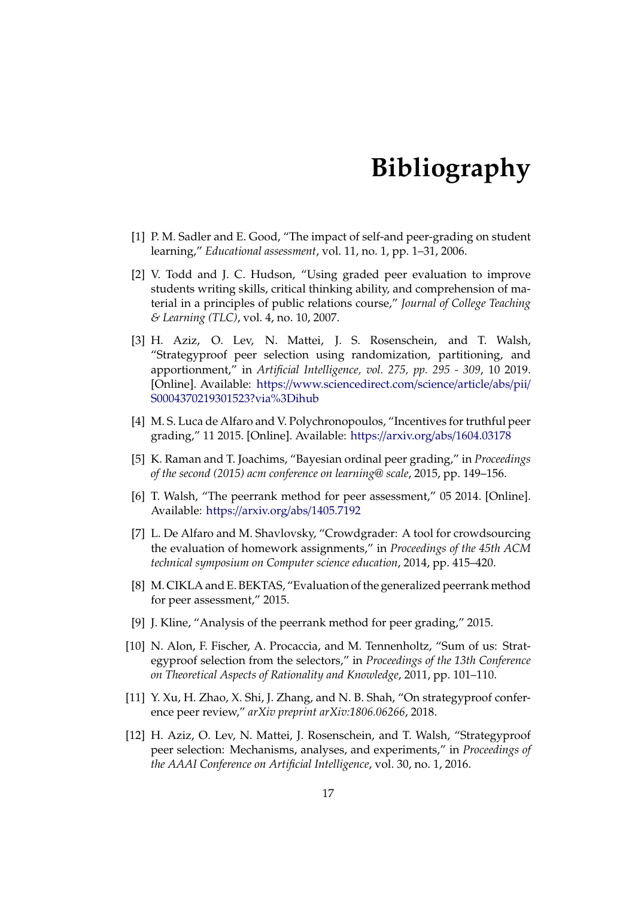# Bibliography

[1] P. M. Sadler and E. Good, "The impact of self-and peer-grading on student learning," *Educational assessment*, vol. 11, no. 1, pp. 1–31, 2006.

[2] V. Todd and J. C. Hudson, "Using graded peer evaluation to improve students writing skills, critical thinking ability, and comprehension of material in a principles of public relations course," *Journal of College Teaching & Learning (TLC)*, vol. 4, no. 10, 2007.

[3] H. Aziz, O. Lev, N. Mattei, J. S. Rosenschein, and T. Walsh, "Strategyproof peer selection using randomization, partitioning, and apportionment," in *Artificial Intelligence, vol. 275, pp. 295 - 309*, 10 2019. [Online]. Available: https://www.sciencedirect.com/science/article/abs/pii/S0004370219301523?via%3Dihub

[4] M. S. Luca de Alfaro and V. Polychronopoulos, "Incentives for truthful peer grading," 11 2015. [Online]. Available: https://arxiv.org/abs/1604.03178

[5] K. Raman and T. Joachims, "Bayesian ordinal peer grading," in *Proceedings of the second (2015) acm conference on learning@ scale*, 2015, pp. 149–156.

[6] T. Walsh, "The peerrank method for peer assessment," 05 2014. [Online]. Available: https://arxiv.org/abs/1405.7192

[7] L. De Alfaro and M. Shavlovsky, "Crowdgrader: A tool for crowdsourcing the evaluation of homework assignments," in *Proceedings of the 45th ACM technical symposium on Computer science education*, 2014, pp. 415–420.

[8] M. CIKLA and E. BEKTAS, "Evaluation of the generalized peerrank method for peer assessment," 2015.

[9] J. Kline, "Analysis of the peerrank method for peer grading," 2015.

[10] N. Alon, F. Fischer, A. Procaccia, and M. Tennenholtz, "Sum of us: Strategyproof selection from the selectors," in *Proceedings of the 13th Conference on Theoretical Aspects of Rationality and Knowledge*, 2011, pp. 101–110.

[11] Y. Xu, H. Zhao, X. Shi, J. Zhang, and N. B. Shah, "On strategyproof conference peer review," *arXiv preprint arXiv:1806.06266*, 2018.

[12] H. Aziz, O. Lev, N. Mattei, J. Rosenschein, and T. Walsh, "Strategyproof peer selection: Mechanisms, analyses, and experiments," in *Proceedings of the AAAI Conference on Artificial Intelligence*, vol. 30, no. 1, 2016.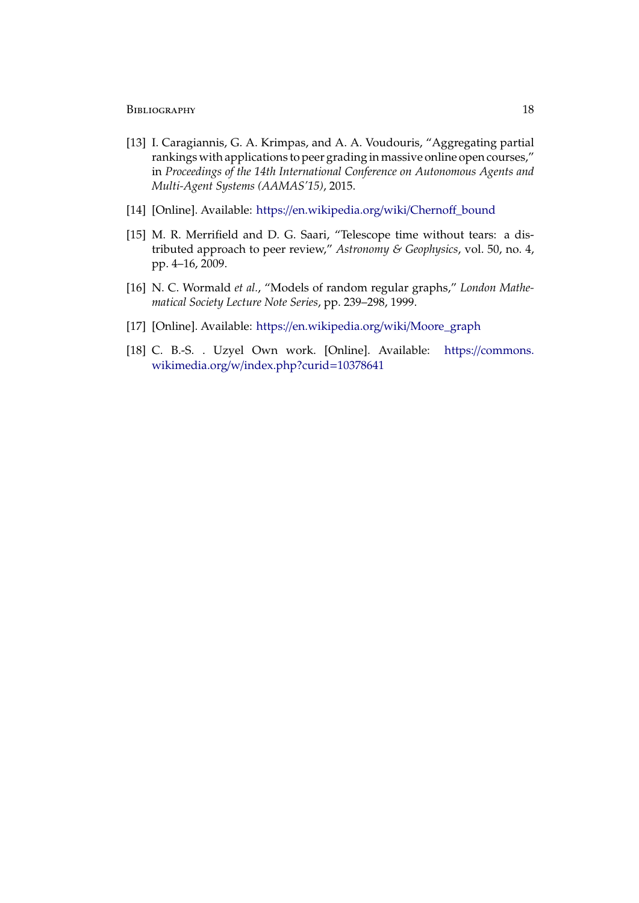[13] I. Caragiannis, G. A. Krimpas, and A. A. Voudouris, "Aggregating partial rankings with applications to peer grading in massive online open courses," in *Proceedings of the 14th International Conference on Autonomous Agents and Multi-Agent Systems (AAMAS'15)*, 2015.

[14] [Online]. Available: https://en.wikipedia.org/wiki/Chernoff_bound

[15] M. R. Merrifield and D. G. Saari, "Telescope time without tears: a distributed approach to peer review," *Astronomy & Geophysics*, vol. 50, no. 4, pp. 4–16, 2009.

[16] N. C. Wormald *et al.*, "Models of random regular graphs," *London Mathematical Society Lecture Note Series*, pp. 239–298, 1999.

[17] [Online]. Available: https://en.wikipedia.org/wiki/Moore_graph

[18] C. B.-S. . Uzyel Own work. [Online]. Available: https://commons.wikimedia.org/w/index.php?curid=10378641